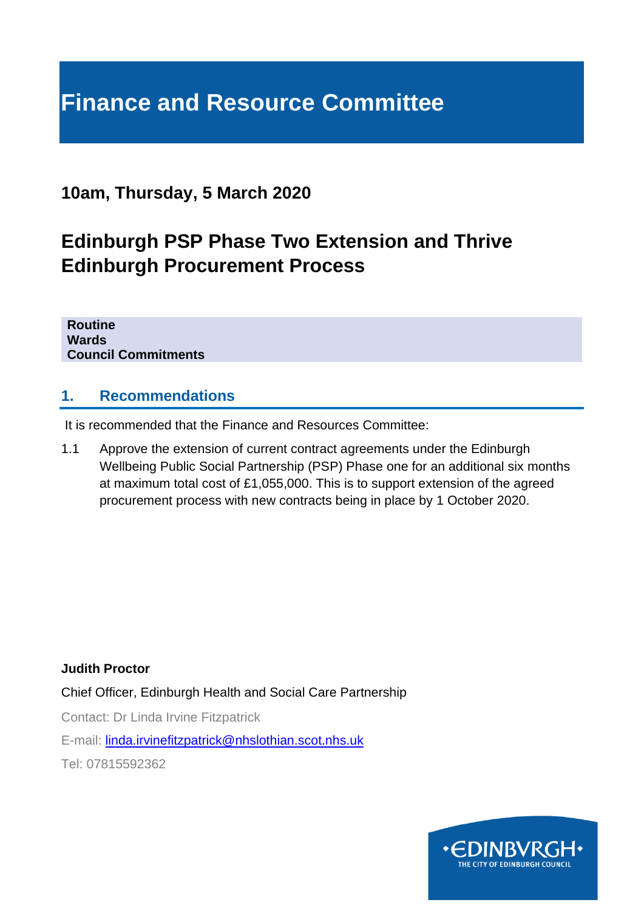# Finance and Resource Committee

## 10am, Thursday, 5 March 2020

# Edinburgh PSP Phase Two Extension and Thrive Edinburgh Procurement Process

**Routine**
**Wards**
**Council Commitments**

## 1. Recommendations

It is recommended that the Finance and Resources Committee:

1.1 Approve the extension of current contract agreements under the Edinburgh Wellbeing Public Social Partnership (PSP) Phase one for an additional six months at maximum total cost of £1,055,000. This is to support extension of the agreed procurement process with new contracts being in place by 1 October 2020.

**Judith Proctor**

Chief Officer, Edinburgh Health and Social Care Partnership

Contact: Dr Linda Irvine Fitzpatrick

E-mail: linda.irvinefitzpatrick@nhslothian.scot.nhs.uk

Tel: 07815592362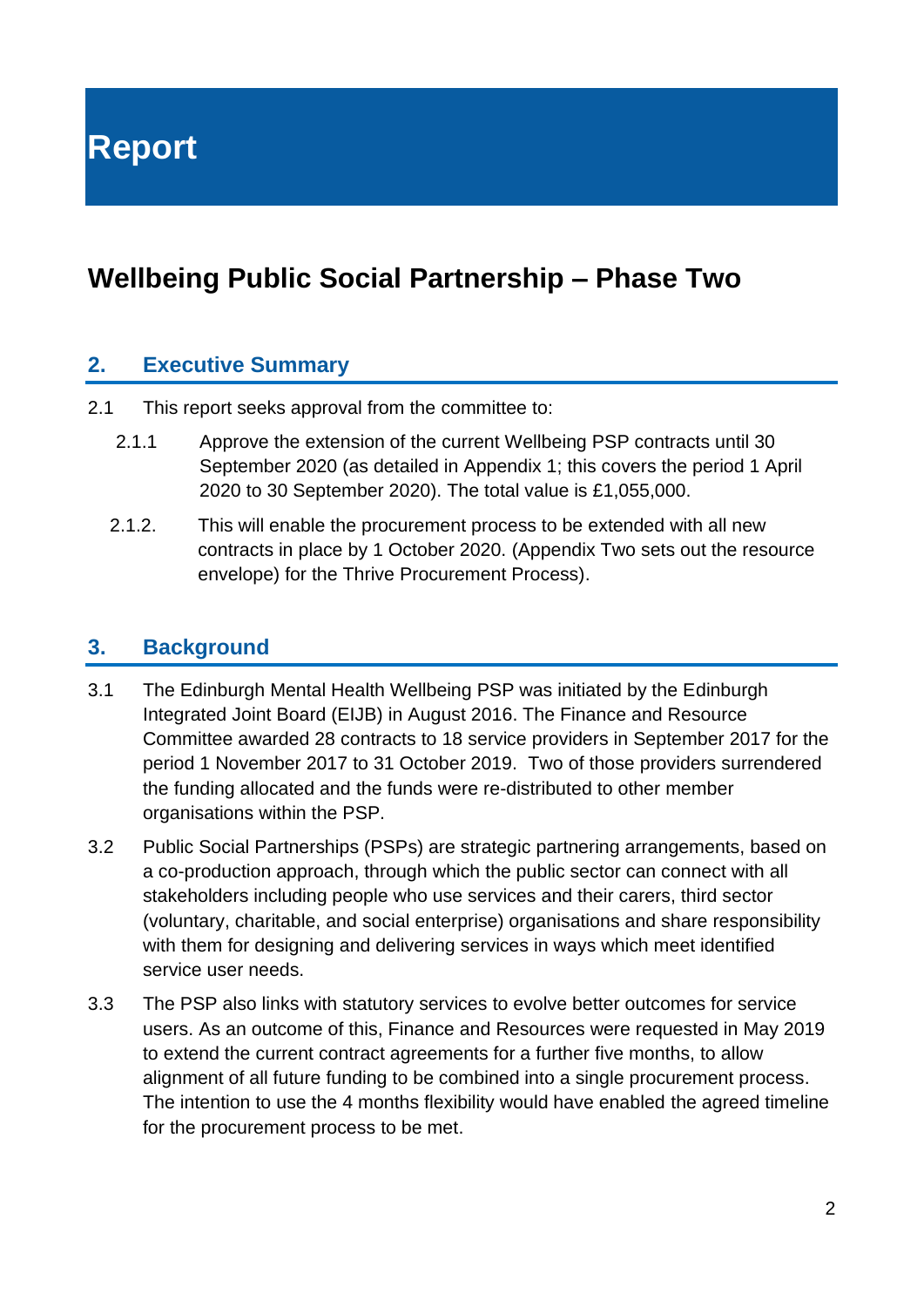# Report

## Wellbeing Public Social Partnership – Phase Two

### 2. Executive Summary

2.1 This report seeks approval from the committee to:

2.1.1 Approve the extension of the current Wellbeing PSP contracts until 30 September 2020 (as detailed in Appendix 1; this covers the period 1 April 2020 to 30 September 2020). The total value is £1,055,000.

2.1.2. This will enable the procurement process to be extended with all new contracts in place by 1 October 2020. (Appendix Two sets out the resource envelope) for the Thrive Procurement Process).

### 3. Background

3.1 The Edinburgh Mental Health Wellbeing PSP was initiated by the Edinburgh Integrated Joint Board (EIJB) in August 2016. The Finance and Resource Committee awarded 28 contracts to 18 service providers in September 2017 for the period 1 November 2017 to 31 October 2019. Two of those providers surrendered the funding allocated and the funds were re-distributed to other member organisations within the PSP.

3.2 Public Social Partnerships (PSPs) are strategic partnering arrangements, based on a co-production approach, through which the public sector can connect with all stakeholders including people who use services and their carers, third sector (voluntary, charitable, and social enterprise) organisations and share responsibility with them for designing and delivering services in ways which meet identified service user needs.

3.3 The PSP also links with statutory services to evolve better outcomes for service users. As an outcome of this, Finance and Resources were requested in May 2019 to extend the current contract agreements for a further five months, to allow alignment of all future funding to be combined into a single procurement process. The intention to use the 4 months flexibility would have enabled the agreed timeline for the procurement process to be met.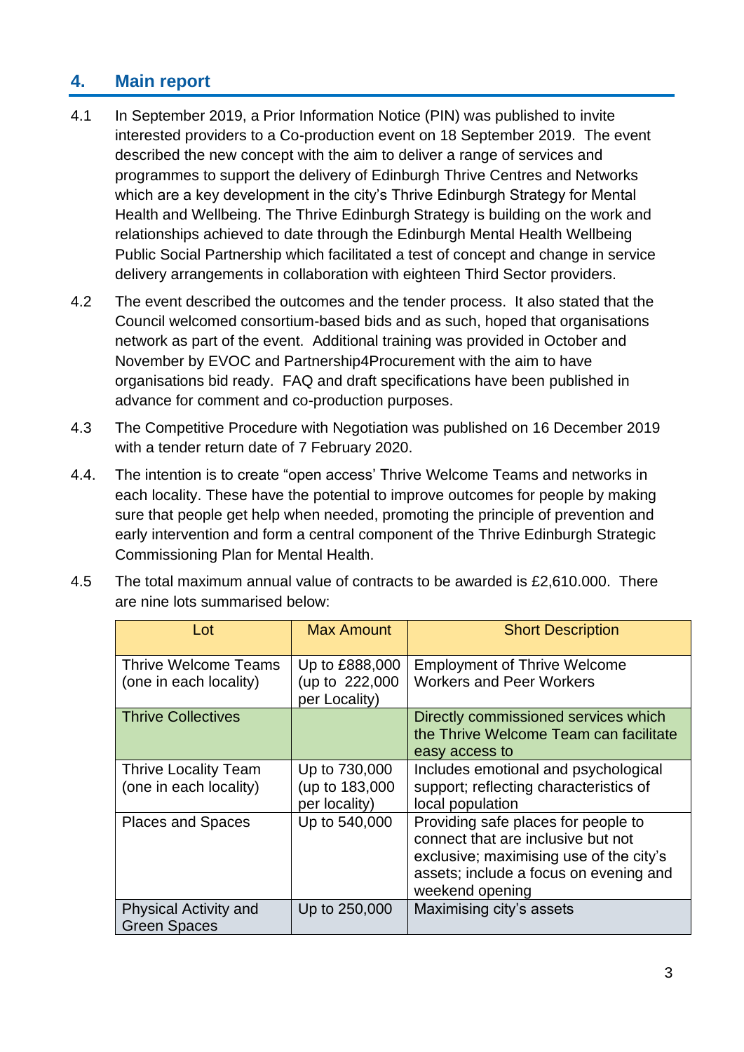## 4. Main report

4.1 In September 2019, a Prior Information Notice (PIN) was published to invite interested providers to a Co-production event on 18 September 2019. The event described the new concept with the aim to deliver a range of services and programmes to support the delivery of Edinburgh Thrive Centres and Networks which are a key development in the city's Thrive Edinburgh Strategy for Mental Health and Wellbeing. The Thrive Edinburgh Strategy is building on the work and relationships achieved to date through the Edinburgh Mental Health Wellbeing Public Social Partnership which facilitated a test of concept and change in service delivery arrangements in collaboration with eighteen Third Sector providers.

4.2 The event described the outcomes and the tender process. It also stated that the Council welcomed consortium-based bids and as such, hoped that organisations network as part of the event. Additional training was provided in October and November by EVOC and Partnership4Procurement with the aim to have organisations bid ready. FAQ and draft specifications have been published in advance for comment and co-production purposes.

4.3 The Competitive Procedure with Negotiation was published on 16 December 2019 with a tender return date of 7 February 2020.

4.4. The intention is to create "open access' Thrive Welcome Teams and networks in each locality. These have the potential to improve outcomes for people by making sure that people get help when needed, promoting the principle of prevention and early intervention and form a central component of the Thrive Edinburgh Strategic Commissioning Plan for Mental Health.

4.5 The total maximum annual value of contracts to be awarded is £2,610.000. There are nine lots summarised below:

| Lot | Max Amount | Short Description |
|---|---|---|
| Thrive Welcome Teams (one in each locality) | Up to £888,000 (up to 222,000 per Locality) | Employment of Thrive Welcome Workers and Peer Workers |
| Thrive Collectives | | Directly commissioned services which the Thrive Welcome Team can facilitate easy access to |
| Thrive Locality Team (one in each locality) | Up to 730,000 (up to 183,000 per locality) | Includes emotional and psychological support; reflecting characteristics of local population |
| Places and Spaces | Up to 540,000 | Providing safe places for people to connect that are inclusive but not exclusive; maximising use of the city's assets; include a focus on evening and weekend opening |
| Physical Activity and Green Spaces | Up to 250,000 | Maximising city's assets |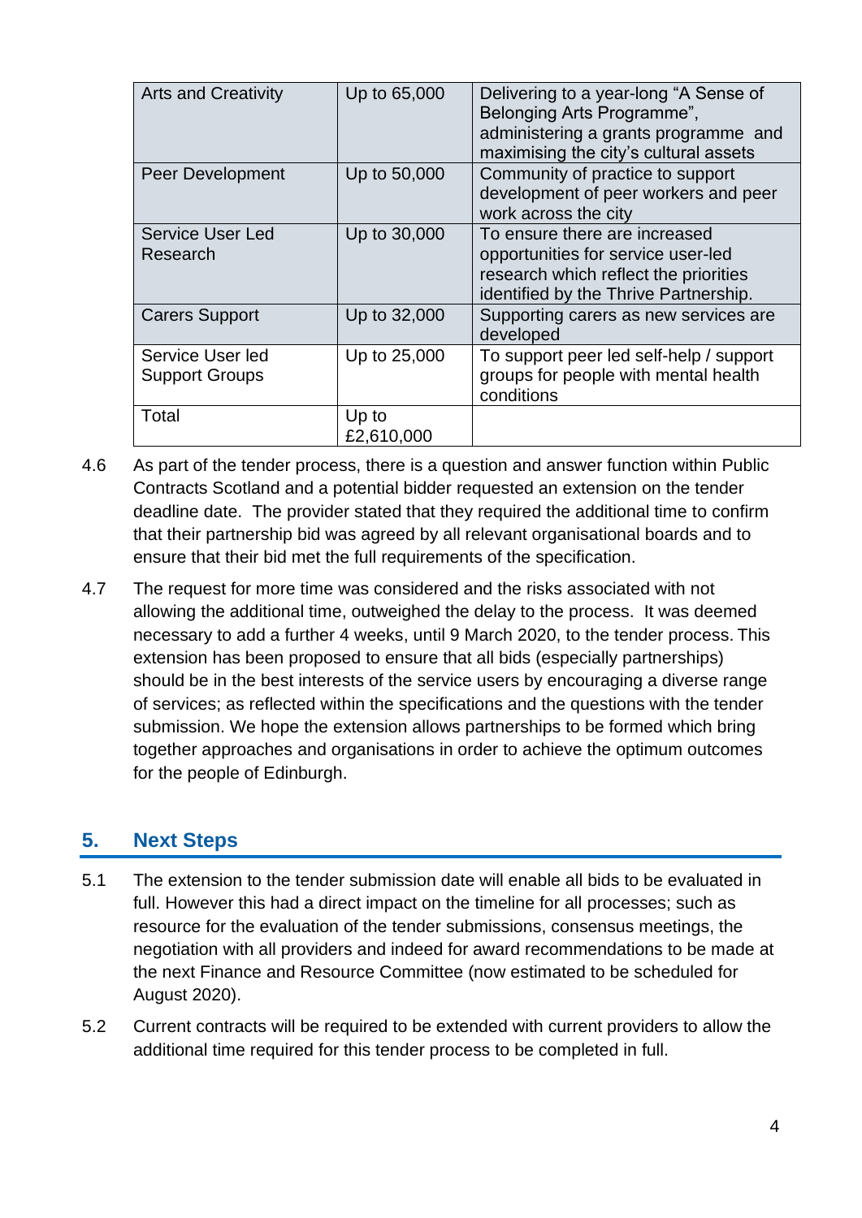| Arts and Creativity | Up to 65,000 | Delivering to a year-long “A Sense of Belonging Arts Programme”, administering a grants programme and maximising the city’s cultural assets |
|---|---|---|
| Peer Development | Up to 50,000 | Community of practice to support development of peer workers and peer work across the city |
| Service User Led Research | Up to 30,000 | To ensure there are increased opportunities for service user-led research which reflect the priorities identified by the Thrive Partnership. |
| Carers Support | Up to 32,000 | Supporting carers as new services are developed |
| Service User led Support Groups | Up to 25,000 | To support peer led self-help / support groups for people with mental health conditions |
| Total | Up to £2,610,000 | |

4.6 As part of the tender process, there is a question and answer function within Public Contracts Scotland and a potential bidder requested an extension on the tender deadline date. The provider stated that they required the additional time to confirm that their partnership bid was agreed by all relevant organisational boards and to ensure that their bid met the full requirements of the specification.

4.7 The request for more time was considered and the risks associated with not allowing the additional time, outweighed the delay to the process. It was deemed necessary to add a further 4 weeks, until 9 March 2020, to the tender process. This extension has been proposed to ensure that all bids (especially partnerships) should be in the best interests of the service users by encouraging a diverse range of services; as reflected within the specifications and the questions with the tender submission. We hope the extension allows partnerships to be formed which bring together approaches and organisations in order to achieve the optimum outcomes for the people of Edinburgh.

## 5. Next Steps

5.1 The extension to the tender submission date will enable all bids to be evaluated in full. However this had a direct impact on the timeline for all processes; such as resource for the evaluation of the tender submissions, consensus meetings, the negotiation with all providers and indeed for award recommendations to be made at the next Finance and Resource Committee (now estimated to be scheduled for August 2020).

5.2 Current contracts will be required to be extended with current providers to allow the additional time required for this tender process to be completed in full.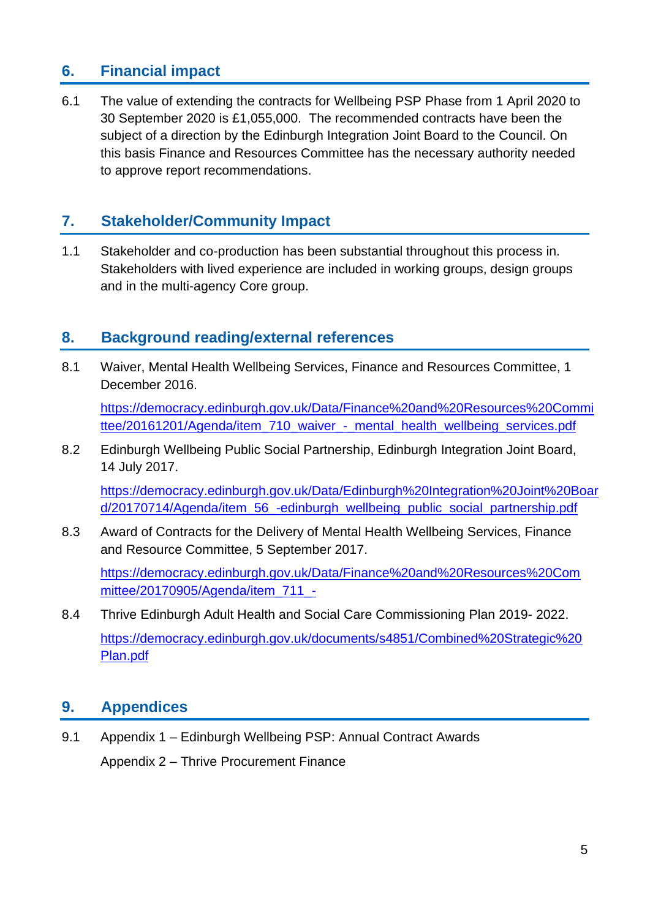## 6. Financial impact

6.1 The value of extending the contracts for Wellbeing PSP Phase from 1 April 2020 to 30 September 2020 is £1,055,000. The recommended contracts have been the subject of a direction by the Edinburgh Integration Joint Board to the Council. On this basis Finance and Resources Committee has the necessary authority needed to approve report recommendations.

## 7. Stakeholder/Community Impact

1.1 Stakeholder and co-production has been substantial throughout this process in. Stakeholders with lived experience are included in working groups, design groups and in the multi-agency Core group.

## 8. Background reading/external references

8.1 Waiver, Mental Health Wellbeing Services, Finance and Resources Committee, 1 December 2016.

https://democracy.edinburgh.gov.uk/Data/Finance%20and%20Resources%20Committee/20161201/Agenda/item_710_waiver_-_mental_health_wellbeing_services.pdf

8.2 Edinburgh Wellbeing Public Social Partnership, Edinburgh Integration Joint Board, 14 July 2017.

https://democracy.edinburgh.gov.uk/Data/Edinburgh%20Integration%20Joint%20Board/20170714/Agenda/item_56_-edinburgh_wellbeing_public_social_partnership.pdf

8.3 Award of Contracts for the Delivery of Mental Health Wellbeing Services, Finance and Resource Committee, 5 September 2017.

https://democracy.edinburgh.gov.uk/Data/Finance%20and%20Resources%20Committee/20170905/Agenda/item_711_-

8.4 Thrive Edinburgh Adult Health and Social Care Commissioning Plan 2019- 2022.

https://democracy.edinburgh.gov.uk/documents/s4851/Combined%20Strategic%20Plan.pdf

## 9. Appendices

9.1 Appendix 1 – Edinburgh Wellbeing PSP: Annual Contract Awards

Appendix 2 – Thrive Procurement Finance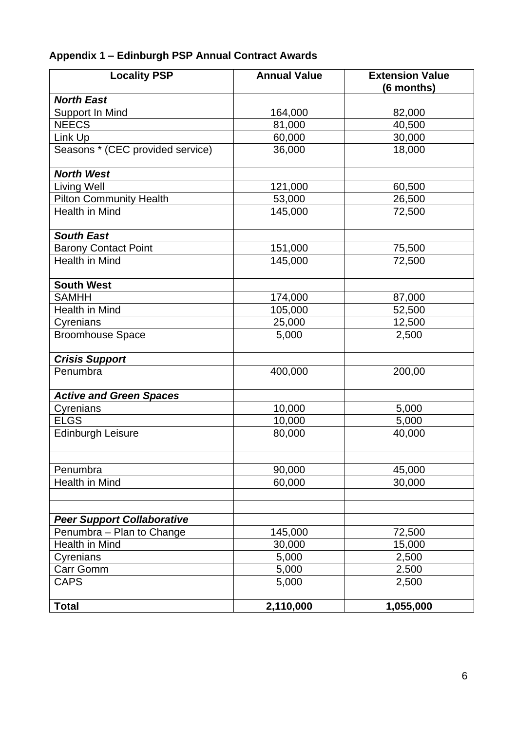**Appendix 1 – Edinburgh PSP Annual Contract Awards**

| Locality PSP | Annual Value | Extension Value (6 months) |
|---|---|---|
| ***North East*** | | |
| Support In Mind | 164,000 | 82,000 |
| NEECS | 81,000 | 40,500 |
| Link Up | 60,000 | 30,000 |
| Seasons * (CEC provided service) | 36,000 | 18,000 |
| ***North West*** | | |
| Living Well | 121,000 | 60,500 |
| Pilton Community Health | 53,000 | 26,500 |
| Health in Mind | 145,000 | 72,500 |
| ***South East*** | | |
| Barony Contact Point | 151,000 | 75,500 |
| Health in Mind | 145,000 | 72,500 |
| **South West** | | |
| SAMHH | 174,000 | 87,000 |
| Health in Mind | 105,000 | 52,500 |
| Cyrenians | 25,000 | 12,500 |
| Broomhouse Space | 5,000 | 2,500 |
| ***Crisis Support*** | | |
| Penumbra | 400,000 | 200,00 |
| ***Active and Green Spaces*** | | |
| Cyrenians | 10,000 | 5,000 |
| ELGS | 10,000 | 5,000 |
| Edinburgh Leisure | 80,000 | 40,000 |
| | | |
| Penumbra | 90,000 | 45,000 |
| Health in Mind | 60,000 | 30,000 |
| | | |
| | | |
| ***Peer Support Collaborative*** | | |
| Penumbra – Plan to Change | 145,000 | 72,500 |
| Health in Mind | 30,000 | 15,000 |
| Cyrenians | 5,000 | 2,500 |
| Carr Gomm | 5,000 | 2.500 |
| CAPS | 5,000 | 2,500 |
| **Total** | **2,110,000** | **1,055,000** |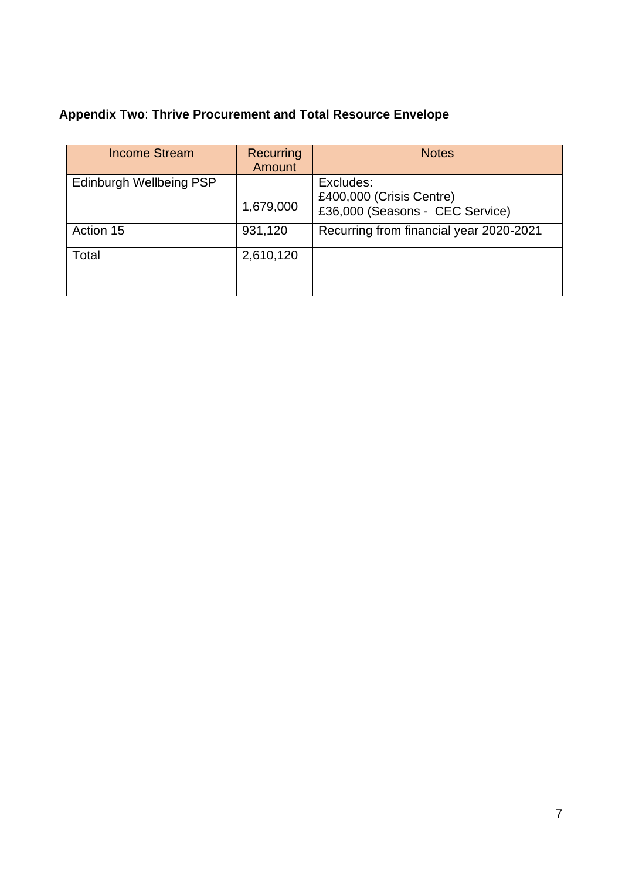**Appendix Two**: **Thrive Procurement and Total Resource Envelope**

| Income Stream | Recurring Amount | Notes |
|---|---|---|
| Edinburgh Wellbeing PSP | 1,679,000 | Excludes:<br>£400,000 (Crisis Centre)<br>£36,000 (Seasons - CEC Service) |
| Action 15 | 931,120 | Recurring from financial year 2020-2021 |
| Total | 2,610,120 | |